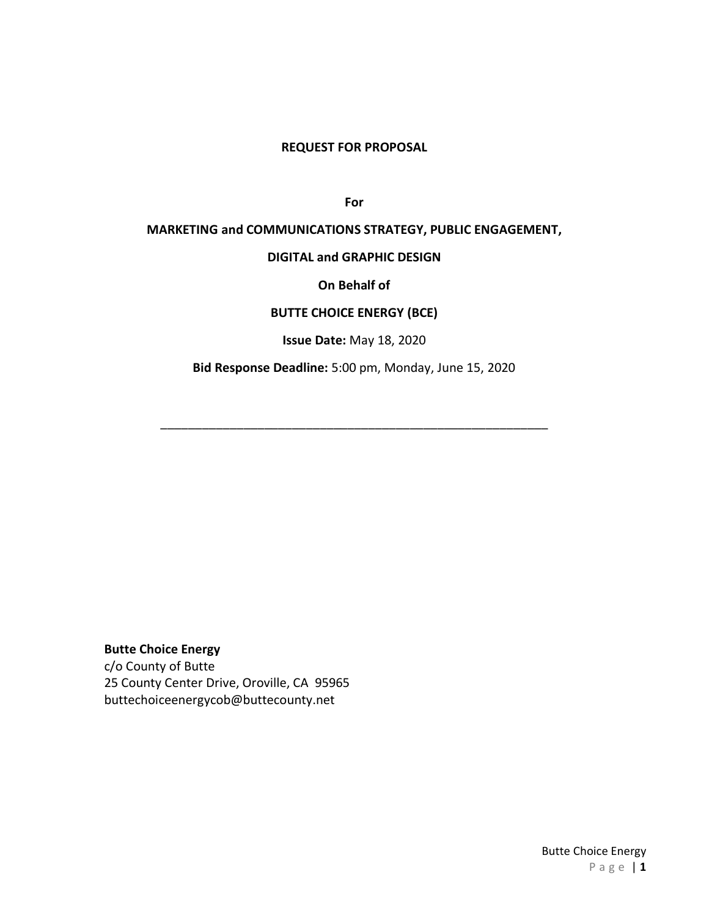**REQUEST FOR PROPOSAL**

**For**

**MARKETING and COMMUNICATIONS STRATEGY, PUBLIC ENGAGEMENT,**

**DIGITAL and GRAPHIC DESIGN**

**On Behalf of**

**BUTTE CHOICE ENERGY (BCE)**

**Issue Date:** May 18, 2020

**Bid Response Deadline:** 5:00 pm, Monday, June 15, 2020

---

**Butte Choice Energy**
c/o County of Butte
25 County Center Drive, Oroville, CA 95965
buttechoiceenergycob@buttecounty.net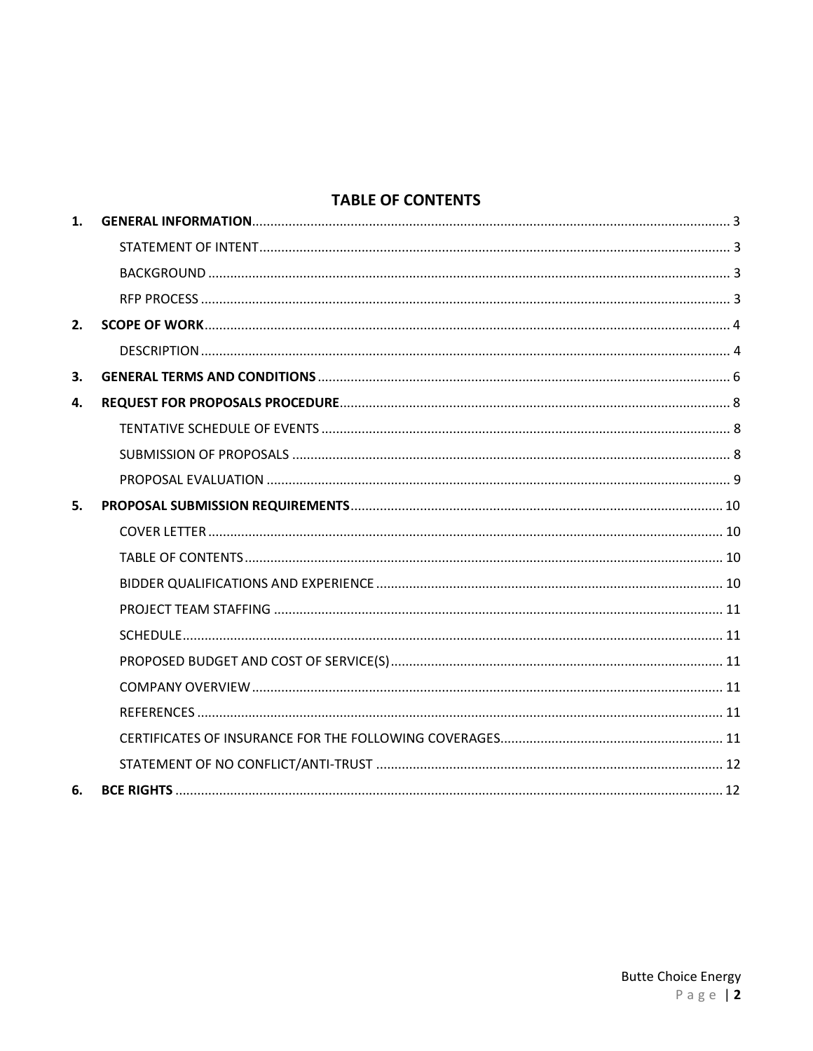# TABLE OF CONTENTS

1. **GENERAL INFORMATION** .......... 3
   - STATEMENT OF INTENT .......... 3
   - BACKGROUND .......... 3
   - RFP PROCESS .......... 3
2. **SCOPE OF WORK** .......... 4
   - DESCRIPTION .......... 4
3. **GENERAL TERMS AND CONDITIONS** .......... 6
4. **REQUEST FOR PROPOSALS PROCEDURE** .......... 8
   - TENTATIVE SCHEDULE OF EVENTS .......... 8
   - SUBMISSION OF PROPOSALS .......... 8
   - PROPOSAL EVALUATION .......... 9
5. **PROPOSAL SUBMISSION REQUIREMENTS** .......... 10
   - COVER LETTER .......... 10
   - TABLE OF CONTENTS .......... 10
   - BIDDER QUALIFICATIONS AND EXPERIENCE .......... 10
   - PROJECT TEAM STAFFING .......... 11
   - SCHEDULE .......... 11
   - PROPOSED BUDGET AND COST OF SERVICE(S) .......... 11
   - COMPANY OVERVIEW .......... 11
   - REFERENCES .......... 11
   - CERTIFICATES OF INSURANCE FOR THE FOLLOWING COVERAGES .......... 11
   - STATEMENT OF NO CONFLICT/ANTI-TRUST .......... 12
6. **BCE RIGHTS** .......... 12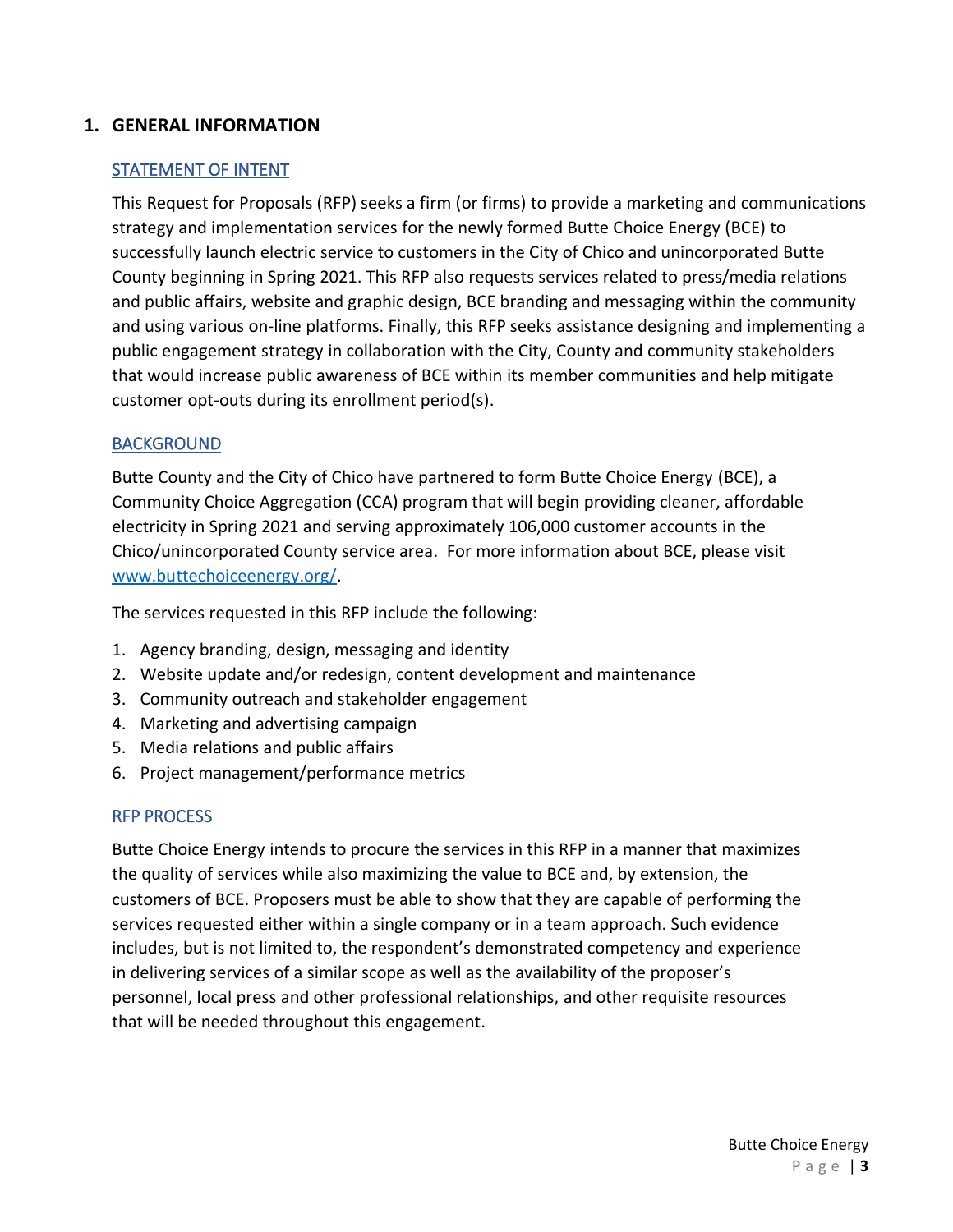## 1. GENERAL INFORMATION

### STATEMENT OF INTENT

This Request for Proposals (RFP) seeks a firm (or firms) to provide a marketing and communications strategy and implementation services for the newly formed Butte Choice Energy (BCE) to successfully launch electric service to customers in the City of Chico and unincorporated Butte County beginning in Spring 2021. This RFP also requests services related to press/media relations and public affairs, website and graphic design, BCE branding and messaging within the community and using various on-line platforms. Finally, this RFP seeks assistance designing and implementing a public engagement strategy in collaboration with the City, County and community stakeholders that would increase public awareness of BCE within its member communities and help mitigate customer opt-outs during its enrollment period(s).

### BACKGROUND

Butte County and the City of Chico have partnered to form Butte Choice Energy (BCE), a Community Choice Aggregation (CCA) program that will begin providing cleaner, affordable electricity in Spring 2021 and serving approximately 106,000 customer accounts in the Chico/unincorporated County service area. For more information about BCE, please visit [www.buttechoiceenergy.org/](http://www.buttechoiceenergy.org/).

The services requested in this RFP include the following:

1. Agency branding, design, messaging and identity
2. Website update and/or redesign, content development and maintenance
3. Community outreach and stakeholder engagement
4. Marketing and advertising campaign
5. Media relations and public affairs
6. Project management/performance metrics

### RFP PROCESS

Butte Choice Energy intends to procure the services in this RFP in a manner that maximizes the quality of services while also maximizing the value to BCE and, by extension, the customers of BCE. Proposers must be able to show that they are capable of performing the services requested either within a single company or in a team approach. Such evidence includes, but is not limited to, the respondent's demonstrated competency and experience in delivering services of a similar scope as well as the availability of the proposer's personnel, local press and other professional relationships, and other requisite resources that will be needed throughout this engagement.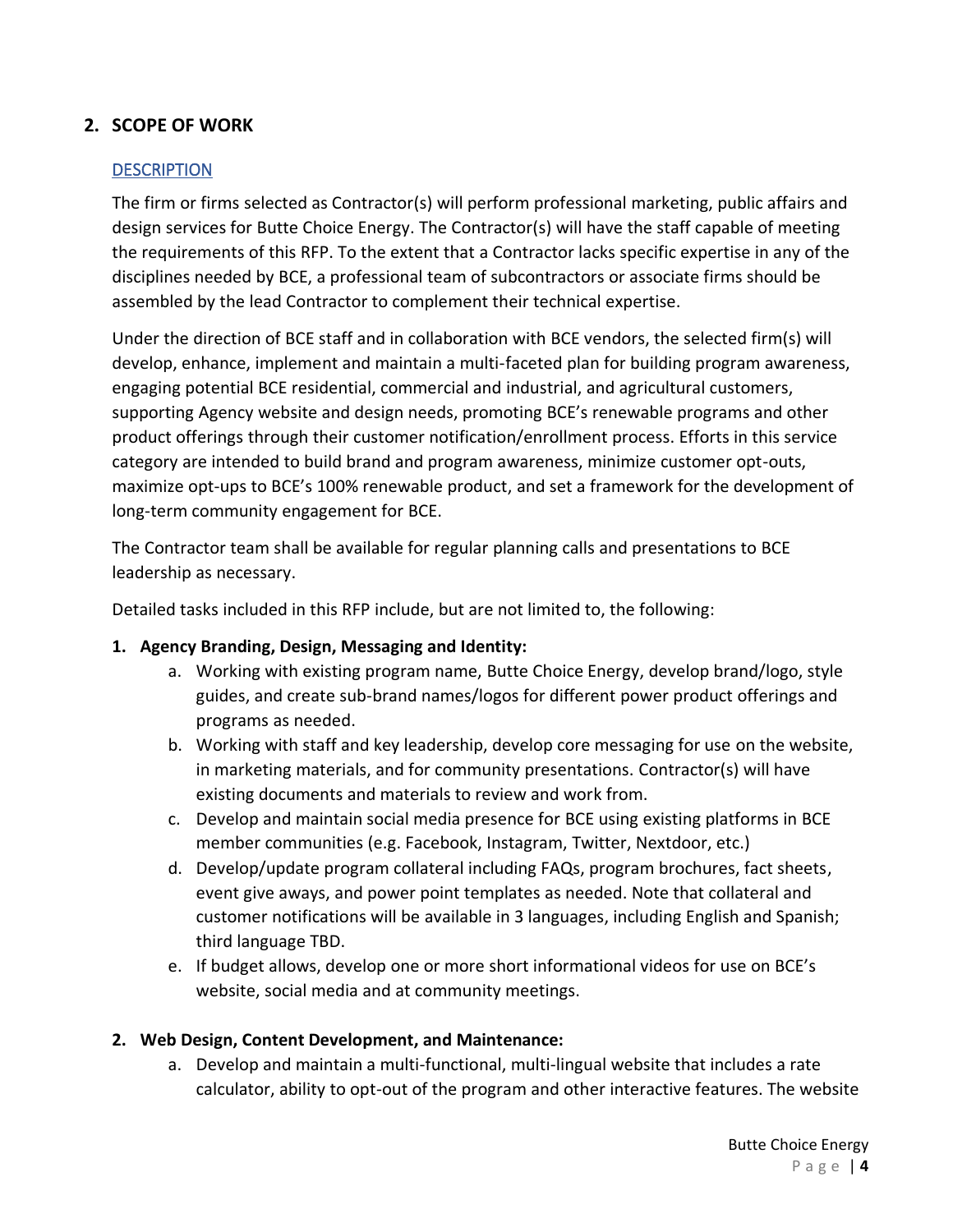## 2. SCOPE OF WORK

### DESCRIPTION

The firm or firms selected as Contractor(s) will perform professional marketing, public affairs and design services for Butte Choice Energy. The Contractor(s) will have the staff capable of meeting the requirements of this RFP. To the extent that a Contractor lacks specific expertise in any of the disciplines needed by BCE, a professional team of subcontractors or associate firms should be assembled by the lead Contractor to complement their technical expertise.

Under the direction of BCE staff and in collaboration with BCE vendors, the selected firm(s) will develop, enhance, implement and maintain a multi-faceted plan for building program awareness, engaging potential BCE residential, commercial and industrial, and agricultural customers, supporting Agency website and design needs, promoting BCE's renewable programs and other product offerings through their customer notification/enrollment process. Efforts in this service category are intended to build brand and program awareness, minimize customer opt-outs, maximize opt-ups to BCE's 100% renewable product, and set a framework for the development of long-term community engagement for BCE.

The Contractor team shall be available for regular planning calls and presentations to BCE leadership as necessary.

Detailed tasks included in this RFP include, but are not limited to, the following:

1. **Agency Branding, Design, Messaging and Identity:**
   a. Working with existing program name, Butte Choice Energy, develop brand/logo, style guides, and create sub-brand names/logos for different power product offerings and programs as needed.
   b. Working with staff and key leadership, develop core messaging for use on the website, in marketing materials, and for community presentations. Contractor(s) will have existing documents and materials to review and work from.
   c. Develop and maintain social media presence for BCE using existing platforms in BCE member communities (e.g. Facebook, Instagram, Twitter, Nextdoor, etc.)
   d. Develop/update program collateral including FAQs, program brochures, fact sheets, event give aways, and power point templates as needed. Note that collateral and customer notifications will be available in 3 languages, including English and Spanish; third language TBD.
   e. If budget allows, develop one or more short informational videos for use on BCE's website, social media and at community meetings.

2. **Web Design, Content Development, and Maintenance:**
   a. Develop and maintain a multi-functional, multi-lingual website that includes a rate calculator, ability to opt-out of the program and other interactive features. The website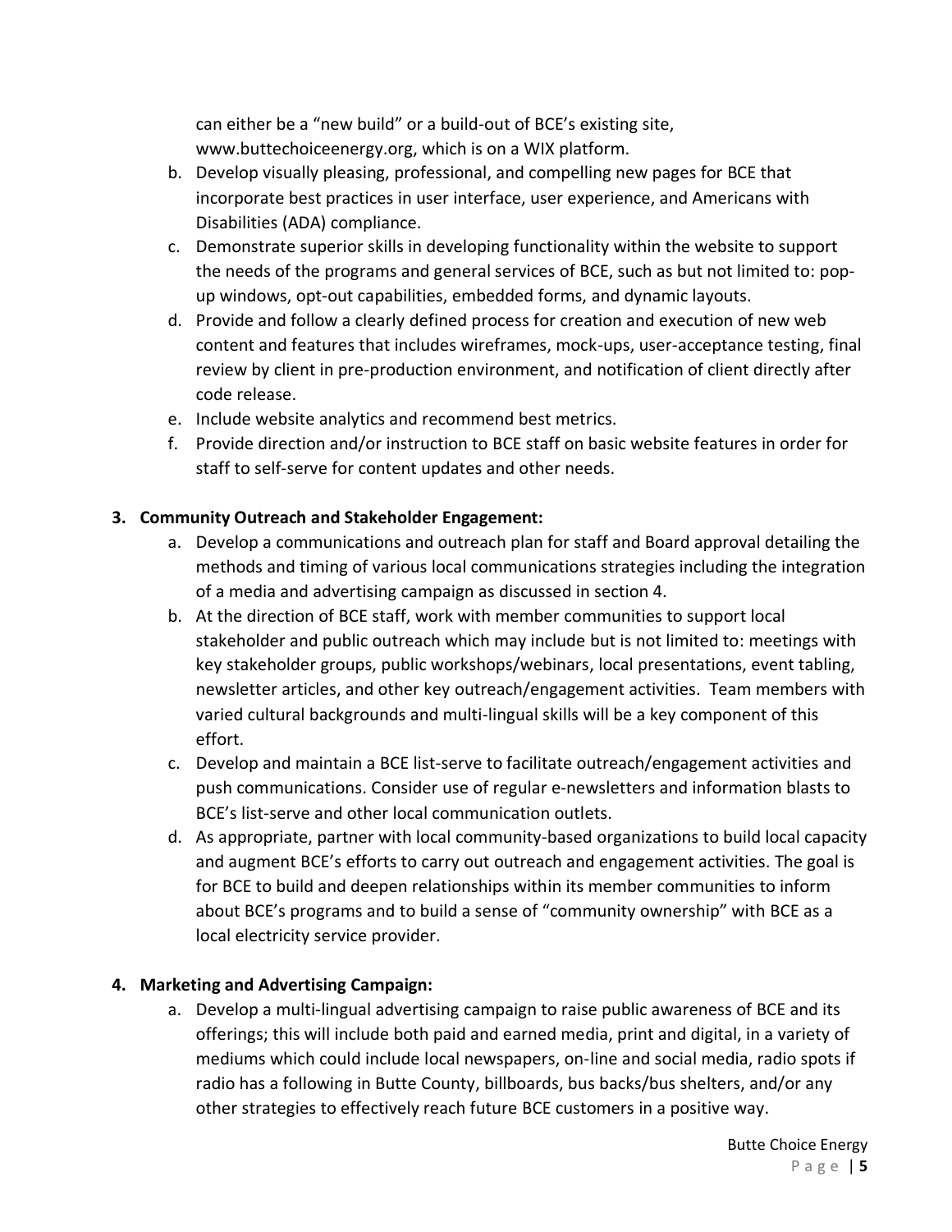can either be a "new build" or a build-out of BCE's existing site, www.buttechoiceenergy.org, which is on a WIX platform.

b. Develop visually pleasing, professional, and compelling new pages for BCE that incorporate best practices in user interface, user experience, and Americans with Disabilities (ADA) compliance.
c. Demonstrate superior skills in developing functionality within the website to support the needs of the programs and general services of BCE, such as but not limited to: pop-up windows, opt-out capabilities, embedded forms, and dynamic layouts.
d. Provide and follow a clearly defined process for creation and execution of new web content and features that includes wireframes, mock-ups, user-acceptance testing, final review by client in pre-production environment, and notification of client directly after code release.
e. Include website analytics and recommend best metrics.
f. Provide direction and/or instruction to BCE staff on basic website features in order for staff to self-serve for content updates and other needs.

**3. Community Outreach and Stakeholder Engagement:**

a. Develop a communications and outreach plan for staff and Board approval detailing the methods and timing of various local communications strategies including the integration of a media and advertising campaign as discussed in section 4.
b. At the direction of BCE staff, work with member communities to support local stakeholder and public outreach which may include but is not limited to: meetings with key stakeholder groups, public workshops/webinars, local presentations, event tabling, newsletter articles, and other key outreach/engagement activities. Team members with varied cultural backgrounds and multi-lingual skills will be a key component of this effort.
c. Develop and maintain a BCE list-serve to facilitate outreach/engagement activities and push communications. Consider use of regular e-newsletters and information blasts to BCE's list-serve and other local communication outlets.
d. As appropriate, partner with local community-based organizations to build local capacity and augment BCE's efforts to carry out outreach and engagement activities. The goal is for BCE to build and deepen relationships within its member communities to inform about BCE's programs and to build a sense of "community ownership" with BCE as a local electricity service provider.

**4. Marketing and Advertising Campaign:**

a. Develop a multi-lingual advertising campaign to raise public awareness of BCE and its offerings; this will include both paid and earned media, print and digital, in a variety of mediums which could include local newspapers, on-line and social media, radio spots if radio has a following in Butte County, billboards, bus backs/bus shelters, and/or any other strategies to effectively reach future BCE customers in a positive way.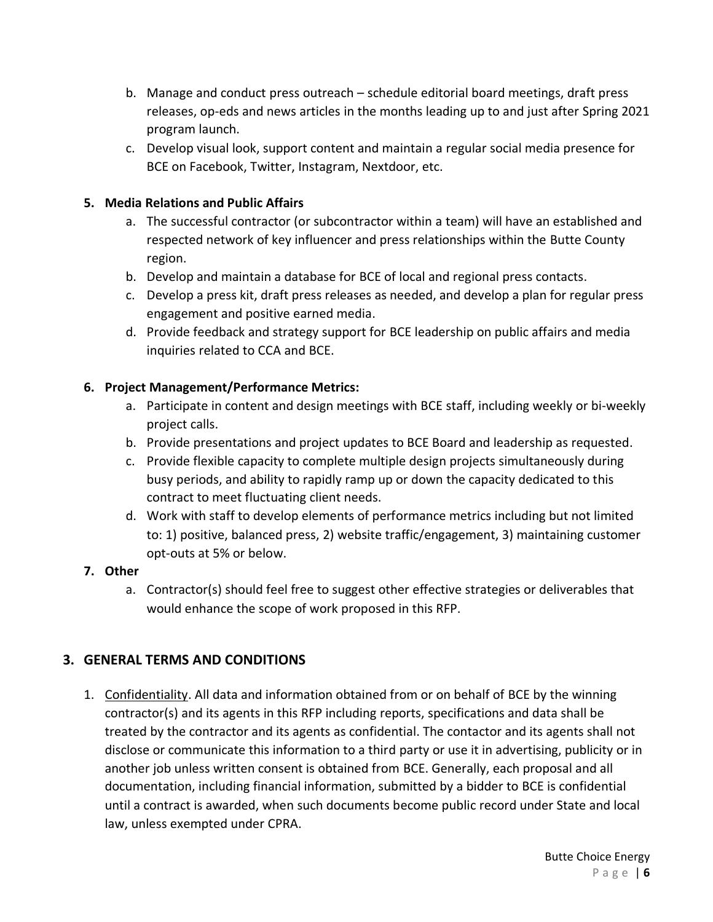b. Manage and conduct press outreach – schedule editorial board meetings, draft press releases, op-eds and news articles in the months leading up to and just after Spring 2021 program launch.
c. Develop visual look, support content and maintain a regular social media presence for BCE on Facebook, Twitter, Instagram, Nextdoor, etc.

**5. Media Relations and Public Affairs**

a. The successful contractor (or subcontractor within a team) will have an established and respected network of key influencer and press relationships within the Butte County region.
b. Develop and maintain a database for BCE of local and regional press contacts.
c. Develop a press kit, draft press releases as needed, and develop a plan for regular press engagement and positive earned media.
d. Provide feedback and strategy support for BCE leadership on public affairs and media inquiries related to CCA and BCE.

**6. Project Management/Performance Metrics:**

a. Participate in content and design meetings with BCE staff, including weekly or bi-weekly project calls.
b. Provide presentations and project updates to BCE Board and leadership as requested.
c. Provide flexible capacity to complete multiple design projects simultaneously during busy periods, and ability to rapidly ramp up or down the capacity dedicated to this contract to meet fluctuating client needs.
d. Work with staff to develop elements of performance metrics including but not limited to: 1) positive, balanced press, 2) website traffic/engagement, 3) maintaining customer opt-outs at 5% or below.

**7. Other**

a. Contractor(s) should feel free to suggest other effective strategies or deliverables that would enhance the scope of work proposed in this RFP.

## 3. GENERAL TERMS AND CONDITIONS

1. Confidentiality. All data and information obtained from or on behalf of BCE by the winning contractor(s) and its agents in this RFP including reports, specifications and data shall be treated by the contractor and its agents as confidential. The contactor and its agents shall not disclose or communicate this information to a third party or use it in advertising, publicity or in another job unless written consent is obtained from BCE. Generally, each proposal and all documentation, including financial information, submitted by a bidder to BCE is confidential until a contract is awarded, when such documents become public record under State and local law, unless exempted under CPRA.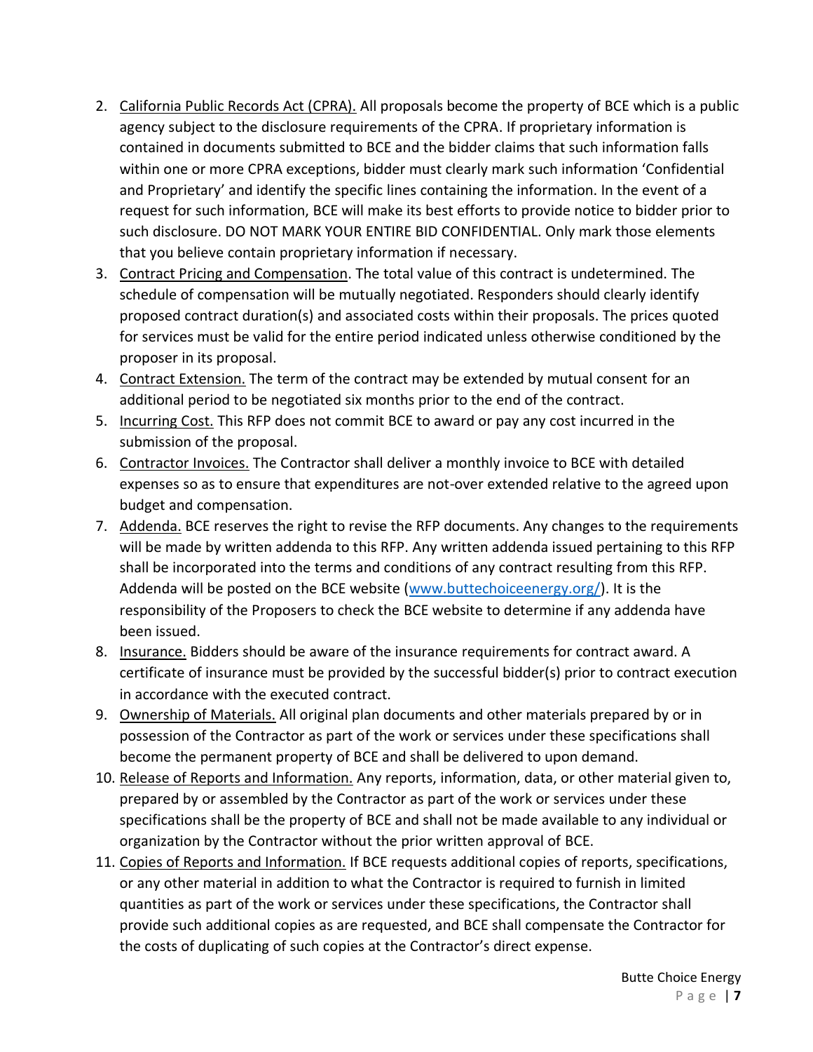2. California Public Records Act (CPRA). All proposals become the property of BCE which is a public agency subject to the disclosure requirements of the CPRA. If proprietary information is contained in documents submitted to BCE and the bidder claims that such information falls within one or more CPRA exceptions, bidder must clearly mark such information 'Confidential and Proprietary' and identify the specific lines containing the information. In the event of a request for such information, BCE will make its best efforts to provide notice to bidder prior to such disclosure. DO NOT MARK YOUR ENTIRE BID CONFIDENTIAL. Only mark those elements that you believe contain proprietary information if necessary.
3. Contract Pricing and Compensation. The total value of this contract is undetermined. The schedule of compensation will be mutually negotiated. Responders should clearly identify proposed contract duration(s) and associated costs within their proposals. The prices quoted for services must be valid for the entire period indicated unless otherwise conditioned by the proposer in its proposal.
4. Contract Extension. The term of the contract may be extended by mutual consent for an additional period to be negotiated six months prior to the end of the contract.
5. Incurring Cost. This RFP does not commit BCE to award or pay any cost incurred in the submission of the proposal.
6. Contractor Invoices. The Contractor shall deliver a monthly invoice to BCE with detailed expenses so as to ensure that expenditures are not-over extended relative to the agreed upon budget and compensation.
7. Addenda. BCE reserves the right to revise the RFP documents. Any changes to the requirements will be made by written addenda to this RFP. Any written addenda issued pertaining to this RFP shall be incorporated into the terms and conditions of any contract resulting from this RFP. Addenda will be posted on the BCE website ([www.buttechoiceenergy.org/](www.buttechoiceenergy.org/)). It is the responsibility of the Proposers to check the BCE website to determine if any addenda have been issued.
8. Insurance. Bidders should be aware of the insurance requirements for contract award. A certificate of insurance must be provided by the successful bidder(s) prior to contract execution in accordance with the executed contract.
9. Ownership of Materials. All original plan documents and other materials prepared by or in possession of the Contractor as part of the work or services under these specifications shall become the permanent property of BCE and shall be delivered to upon demand.
10. Release of Reports and Information. Any reports, information, data, or other material given to, prepared by or assembled by the Contractor as part of the work or services under these specifications shall be the property of BCE and shall not be made available to any individual or organization by the Contractor without the prior written approval of BCE.
11. Copies of Reports and Information. If BCE requests additional copies of reports, specifications, or any other material in addition to what the Contractor is required to furnish in limited quantities as part of the work or services under these specifications, the Contractor shall provide such additional copies as are requested, and BCE shall compensate the Contractor for the costs of duplicating of such copies at the Contractor's direct expense.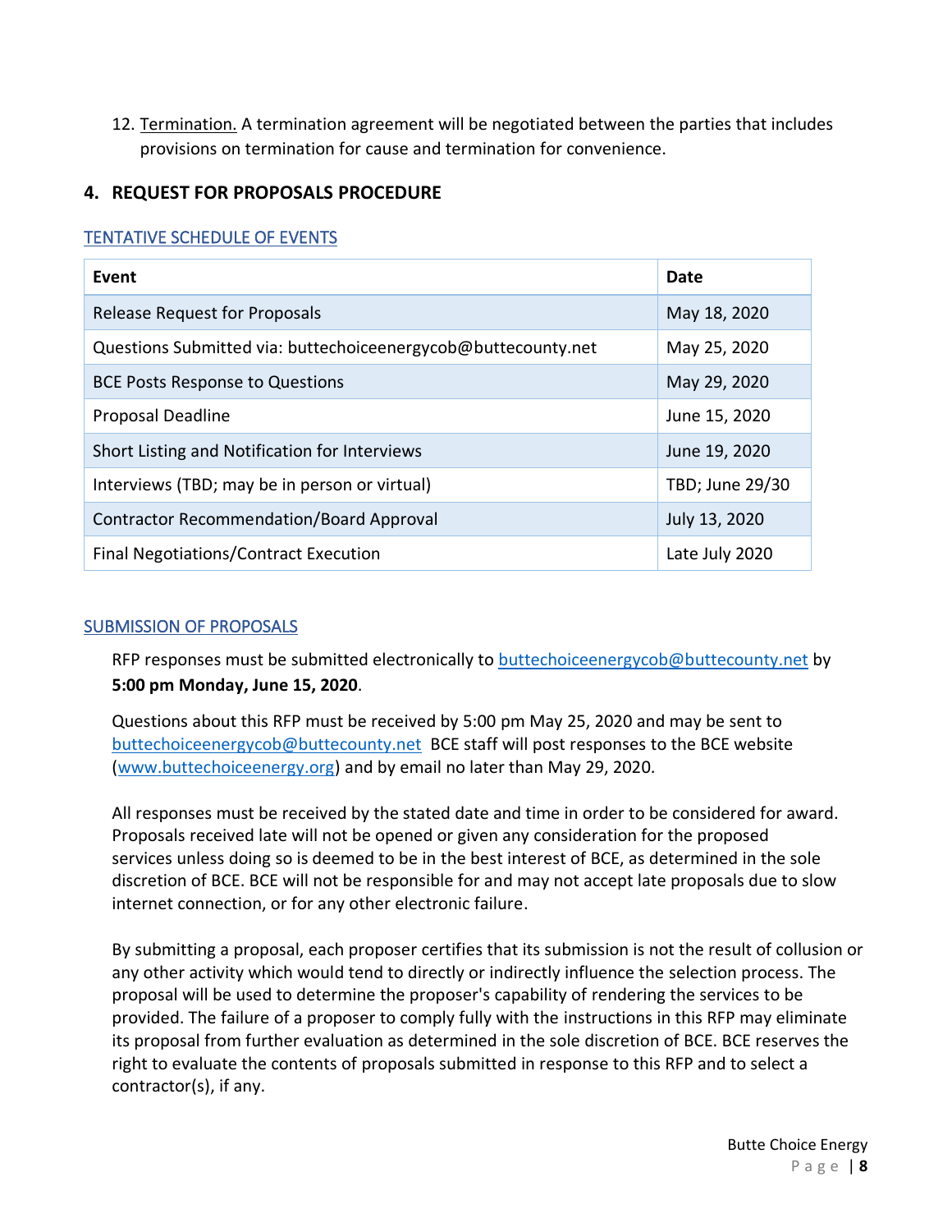12. Termination. A termination agreement will be negotiated between the parties that includes provisions on termination for cause and termination for convenience.

## 4. REQUEST FOR PROPOSALS PROCEDURE

### TENTATIVE SCHEDULE OF EVENTS

| Event | Date |
|---|---|
| Release Request for Proposals | May 18, 2020 |
| Questions Submitted via: buttechoiceenergycob@buttecounty.net | May 25, 2020 |
| BCE Posts Response to Questions | May 29, 2020 |
| Proposal Deadline | June 15, 2020 |
| Short Listing and Notification for Interviews | June 19, 2020 |
| Interviews (TBD; may be in person or virtual) | TBD; June 29/30 |
| Contractor Recommendation/Board Approval | July 13, 2020 |
| Final Negotiations/Contract Execution | Late July 2020 |

### SUBMISSION OF PROPOSALS

RFP responses must be submitted electronically to buttechoiceenergycob@buttecounty.net by **5:00 pm Monday, June 15, 2020**.

Questions about this RFP must be received by 5:00 pm May 25, 2020 and may be sent to buttechoiceenergycob@buttecounty.net BCE staff will post responses to the BCE website (www.buttechoiceenergy.org) and by email no later than May 29, 2020.

All responses must be received by the stated date and time in order to be considered for award. Proposals received late will not be opened or given any consideration for the proposed services unless doing so is deemed to be in the best interest of BCE, as determined in the sole discretion of BCE. BCE will not be responsible for and may not accept late proposals due to slow internet connection, or for any other electronic failure.

By submitting a proposal, each proposer certifies that its submission is not the result of collusion or any other activity which would tend to directly or indirectly influence the selection process. The proposal will be used to determine the proposer's capability of rendering the services to be provided. The failure of a proposer to comply fully with the instructions in this RFP may eliminate its proposal from further evaluation as determined in the sole discretion of BCE. BCE reserves the right to evaluate the contents of proposals submitted in response to this RFP and to select a contractor(s), if any.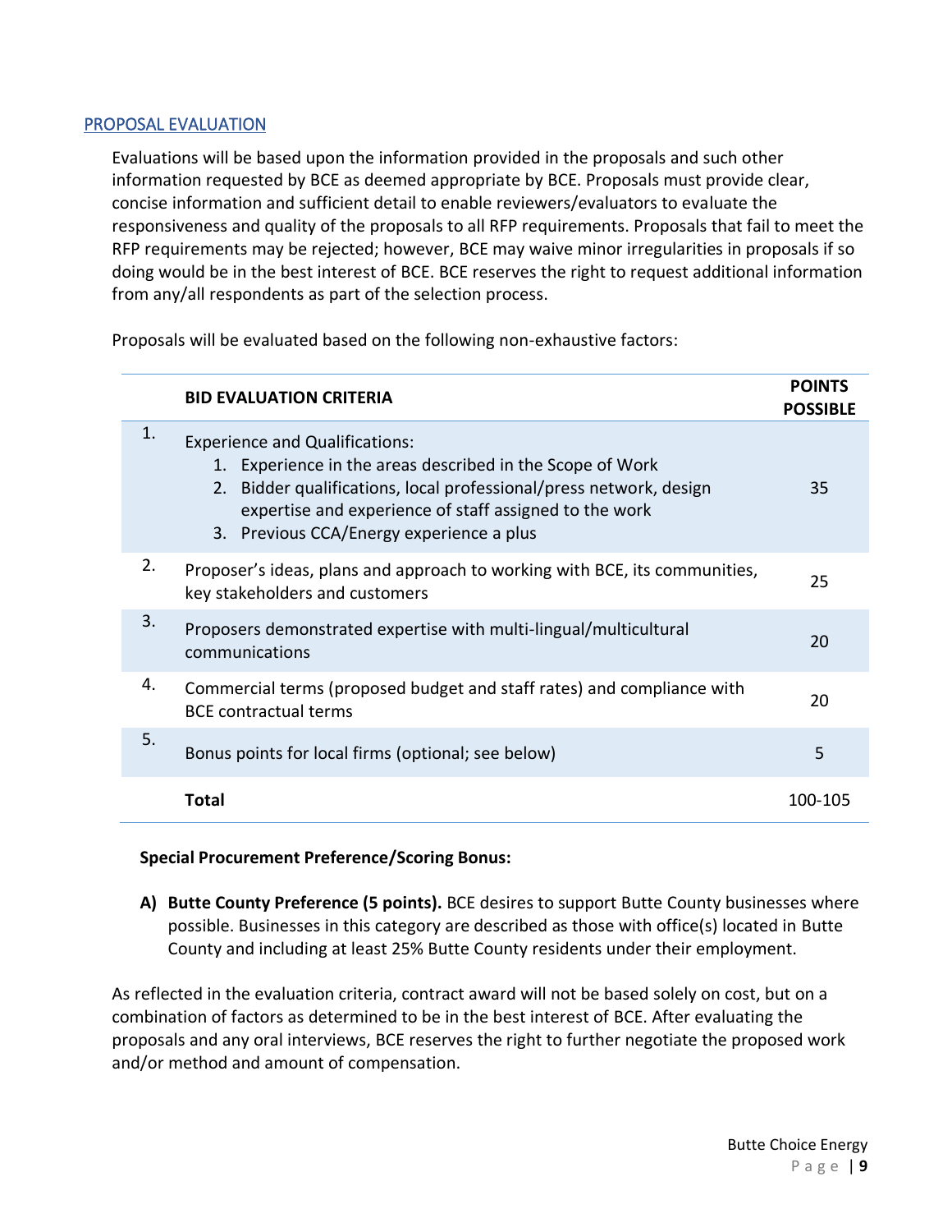## PROPOSAL EVALUATION

Evaluations will be based upon the information provided in the proposals and such other information requested by BCE as deemed appropriate by BCE. Proposals must provide clear, concise information and sufficient detail to enable reviewers/evaluators to evaluate the responsiveness and quality of the proposals to all RFP requirements. Proposals that fail to meet the RFP requirements may be rejected; however, BCE may waive minor irregularities in proposals if so doing would be in the best interest of BCE. BCE reserves the right to request additional information from any/all respondents as part of the selection process.

Proposals will be evaluated based on the following non-exhaustive factors:

| | **BID EVALUATION CRITERIA** | **POINTS POSSIBLE** |
|---|---|---|
| 1. | Experience and Qualifications:<br>1. Experience in the areas described in the Scope of Work<br>2. Bidder qualifications, local professional/press network, design expertise and experience of staff assigned to the work<br>3. Previous CCA/Energy experience a plus | 35 |
| 2. | Proposer's ideas, plans and approach to working with BCE, its communities, key stakeholders and customers | 25 |
| 3. | Proposers demonstrated expertise with multi-lingual/multicultural communications | 20 |
| 4. | Commercial terms (proposed budget and staff rates) and compliance with BCE contractual terms | 20 |
| 5. | Bonus points for local firms (optional; see below) | 5 |
| | **Total** | 100-105 |

**Special Procurement Preference/Scoring Bonus:**

**A) Butte County Preference (5 points).** BCE desires to support Butte County businesses where possible. Businesses in this category are described as those with office(s) located in Butte County and including at least 25% Butte County residents under their employment.

As reflected in the evaluation criteria, contract award will not be based solely on cost, but on a combination of factors as determined to be in the best interest of BCE. After evaluating the proposals and any oral interviews, BCE reserves the right to further negotiate the proposed work and/or method and amount of compensation.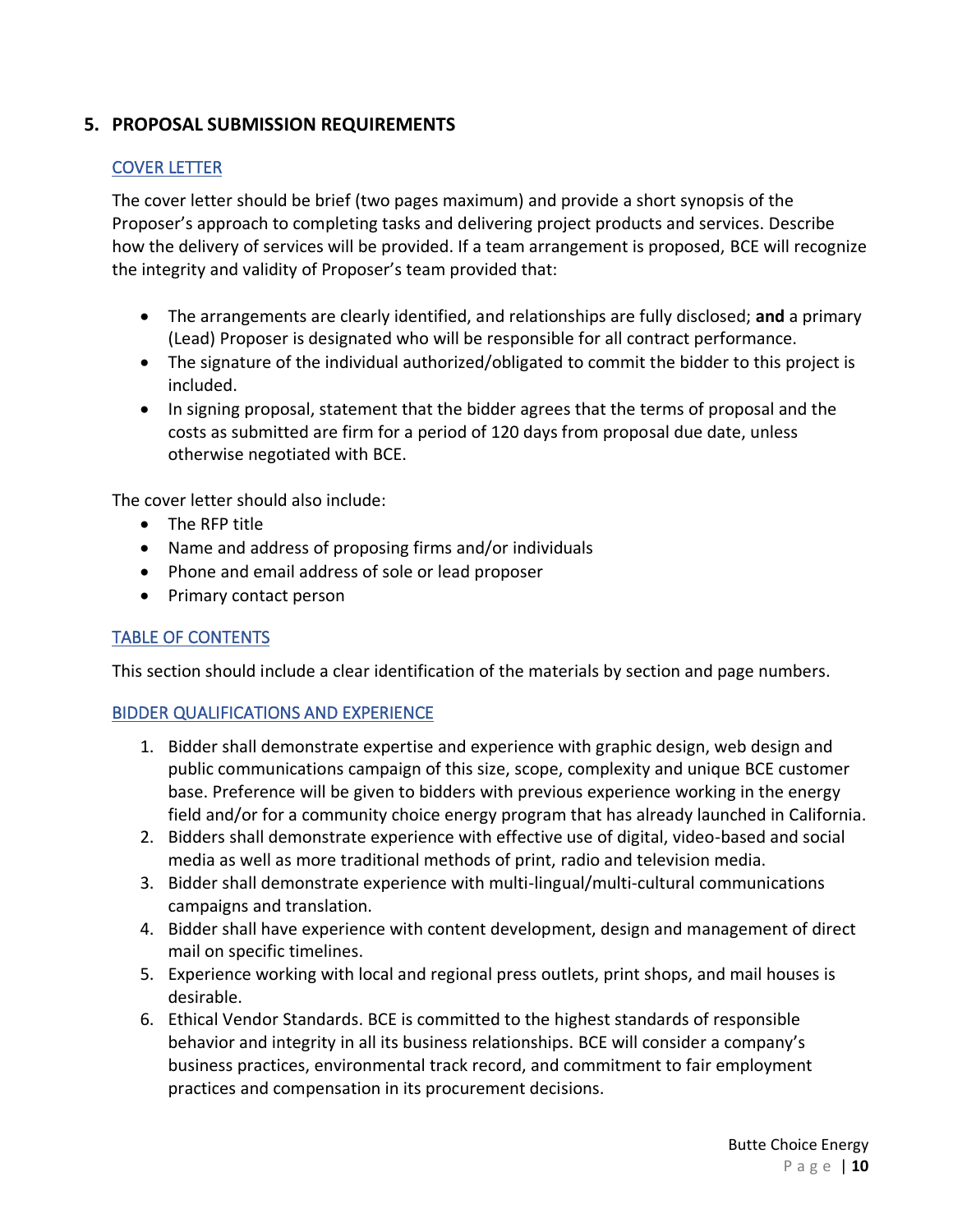## 5. PROPOSAL SUBMISSION REQUIREMENTS

### COVER LETTER

The cover letter should be brief (two pages maximum) and provide a short synopsis of the Proposer's approach to completing tasks and delivering project products and services. Describe how the delivery of services will be provided. If a team arrangement is proposed, BCE will recognize the integrity and validity of Proposer's team provided that:

- The arrangements are clearly identified, and relationships are fully disclosed; **and** a primary (Lead) Proposer is designated who will be responsible for all contract performance.
- The signature of the individual authorized/obligated to commit the bidder to this project is included.
- In signing proposal, statement that the bidder agrees that the terms of proposal and the costs as submitted are firm for a period of 120 days from proposal due date, unless otherwise negotiated with BCE.

The cover letter should also include:

- The RFP title
- Name and address of proposing firms and/or individuals
- Phone and email address of sole or lead proposer
- Primary contact person

### TABLE OF CONTENTS

This section should include a clear identification of the materials by section and page numbers.

### BIDDER QUALIFICATIONS AND EXPERIENCE

1. Bidder shall demonstrate expertise and experience with graphic design, web design and public communications campaign of this size, scope, complexity and unique BCE customer base. Preference will be given to bidders with previous experience working in the energy field and/or for a community choice energy program that has already launched in California.
2. Bidders shall demonstrate experience with effective use of digital, video-based and social media as well as more traditional methods of print, radio and television media.
3. Bidder shall demonstrate experience with multi-lingual/multi-cultural communications campaigns and translation.
4. Bidder shall have experience with content development, design and management of direct mail on specific timelines.
5. Experience working with local and regional press outlets, print shops, and mail houses is desirable.
6. Ethical Vendor Standards. BCE is committed to the highest standards of responsible behavior and integrity in all its business relationships. BCE will consider a company's business practices, environmental track record, and commitment to fair employment practices and compensation in its procurement decisions.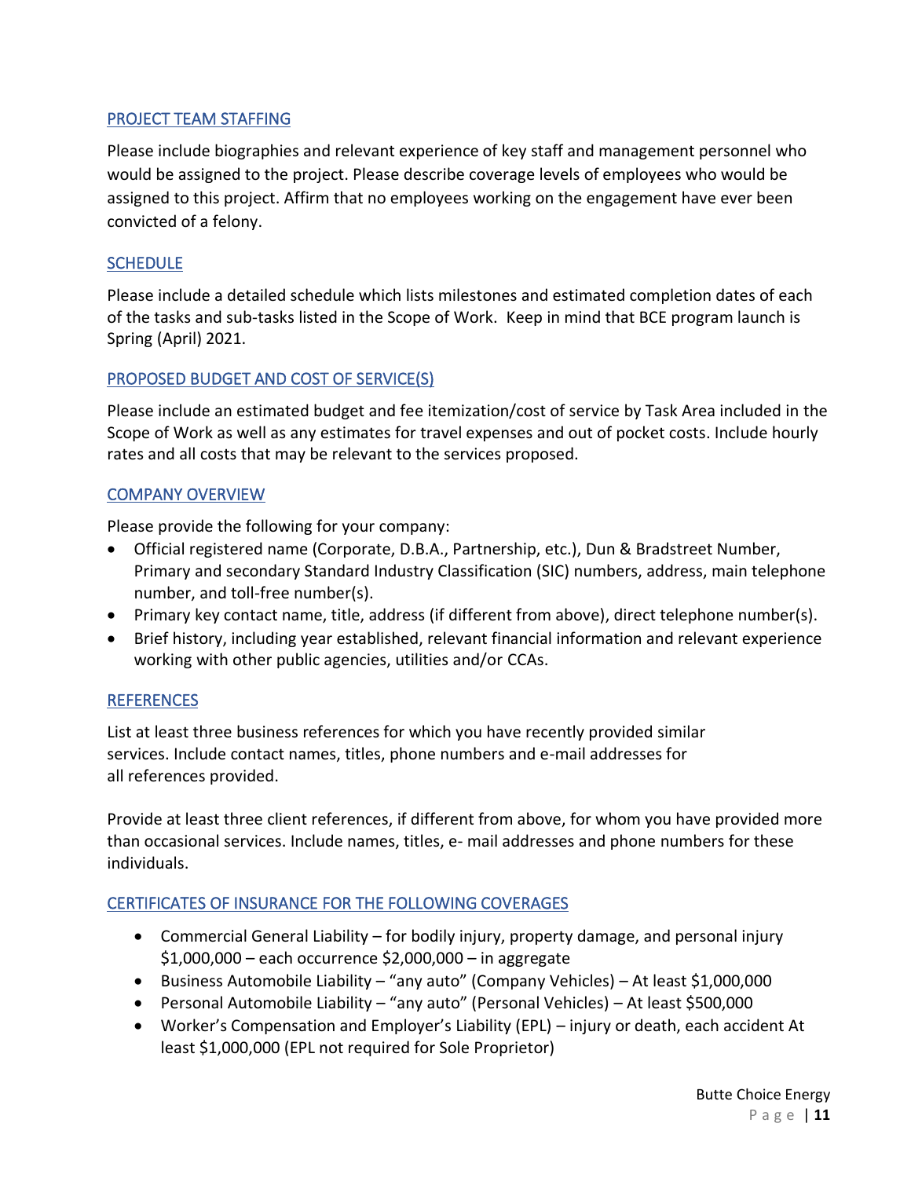## PROJECT TEAM STAFFING

Please include biographies and relevant experience of key staff and management personnel who would be assigned to the project. Please describe coverage levels of employees who would be assigned to this project. Affirm that no employees working on the engagement have ever been convicted of a felony.

## SCHEDULE

Please include a detailed schedule which lists milestones and estimated completion dates of each of the tasks and sub-tasks listed in the Scope of Work. Keep in mind that BCE program launch is Spring (April) 2021.

## PROPOSED BUDGET AND COST OF SERVICE(S)

Please include an estimated budget and fee itemization/cost of service by Task Area included in the Scope of Work as well as any estimates for travel expenses and out of pocket costs. Include hourly rates and all costs that may be relevant to the services proposed.

## COMPANY OVERVIEW

Please provide the following for your company:

- Official registered name (Corporate, D.B.A., Partnership, etc.), Dun & Bradstreet Number, Primary and secondary Standard Industry Classification (SIC) numbers, address, main telephone number, and toll-free number(s).
- Primary key contact name, title, address (if different from above), direct telephone number(s).
- Brief history, including year established, relevant financial information and relevant experience working with other public agencies, utilities and/or CCAs.

## REFERENCES

List at least three business references for which you have recently provided similar services. Include contact names, titles, phone numbers and e-mail addresses for all references provided.

Provide at least three client references, if different from above, for whom you have provided more than occasional services. Include names, titles, e- mail addresses and phone numbers for these individuals.

## CERTIFICATES OF INSURANCE FOR THE FOLLOWING COVERAGES

- Commercial General Liability – for bodily injury, property damage, and personal injury $1,000,000 – each occurrence $2,000,000 – in aggregate
- Business Automobile Liability – "any auto" (Company Vehicles) – At least $1,000,000
- Personal Automobile Liability – "any auto" (Personal Vehicles) – At least $500,000
- Worker's Compensation and Employer's Liability (EPL) – injury or death, each accident At least $1,000,000 (EPL not required for Sole Proprietor)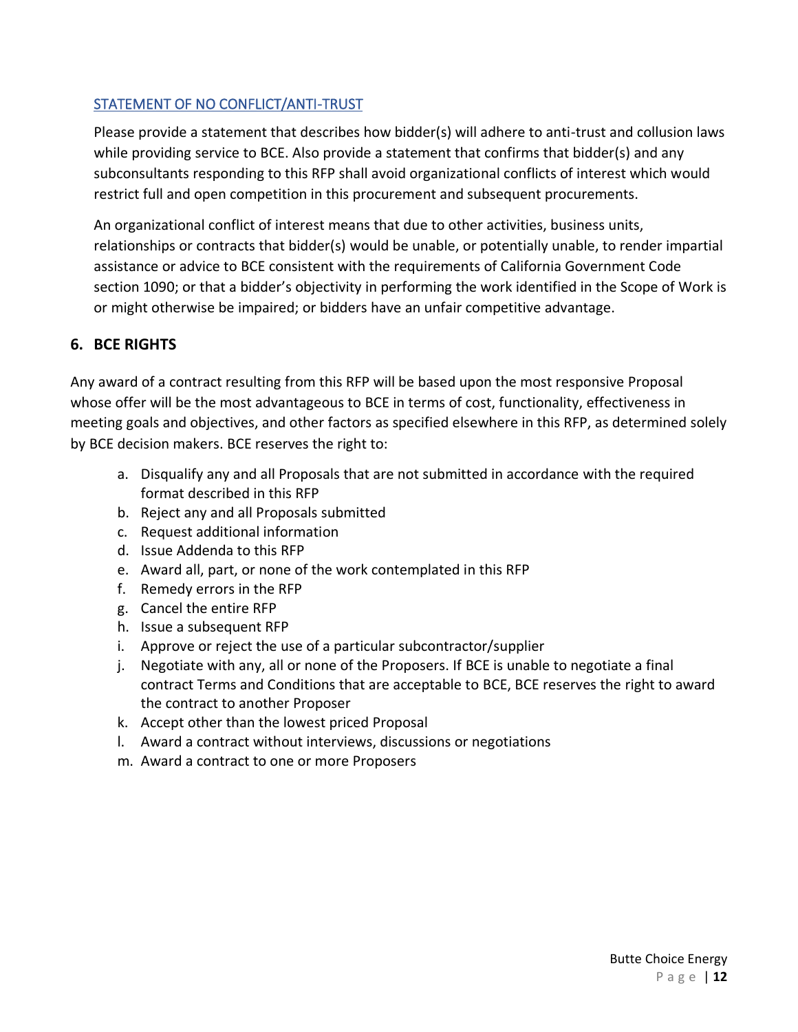STATEMENT OF NO CONFLICT/ANTI-TRUST

Please provide a statement that describes how bidder(s) will adhere to anti-trust and collusion laws while providing service to BCE. Also provide a statement that confirms that bidder(s) and any subconsultants responding to this RFP shall avoid organizational conflicts of interest which would restrict full and open competition in this procurement and subsequent procurements.

An organizational conflict of interest means that due to other activities, business units, relationships or contracts that bidder(s) would be unable, or potentially unable, to render impartial assistance or advice to BCE consistent with the requirements of California Government Code section 1090; or that a bidder's objectivity in performing the work identified in the Scope of Work is or might otherwise be impaired; or bidders have an unfair competitive advantage.

## 6. BCE RIGHTS

Any award of a contract resulting from this RFP will be based upon the most responsive Proposal whose offer will be the most advantageous to BCE in terms of cost, functionality, effectiveness in meeting goals and objectives, and other factors as specified elsewhere in this RFP, as determined solely by BCE decision makers. BCE reserves the right to:

a. Disqualify any and all Proposals that are not submitted in accordance with the required format described in this RFP
b. Reject any and all Proposals submitted
c. Request additional information
d. Issue Addenda to this RFP
e. Award all, part, or none of the work contemplated in this RFP
f. Remedy errors in the RFP
g. Cancel the entire RFP
h. Issue a subsequent RFP
i. Approve or reject the use of a particular subcontractor/supplier
j. Negotiate with any, all or none of the Proposers. If BCE is unable to negotiate a final contract Terms and Conditions that are acceptable to BCE, BCE reserves the right to award the contract to another Proposer
k. Accept other than the lowest priced Proposal
l. Award a contract without interviews, discussions or negotiations
m. Award a contract to one or more Proposers